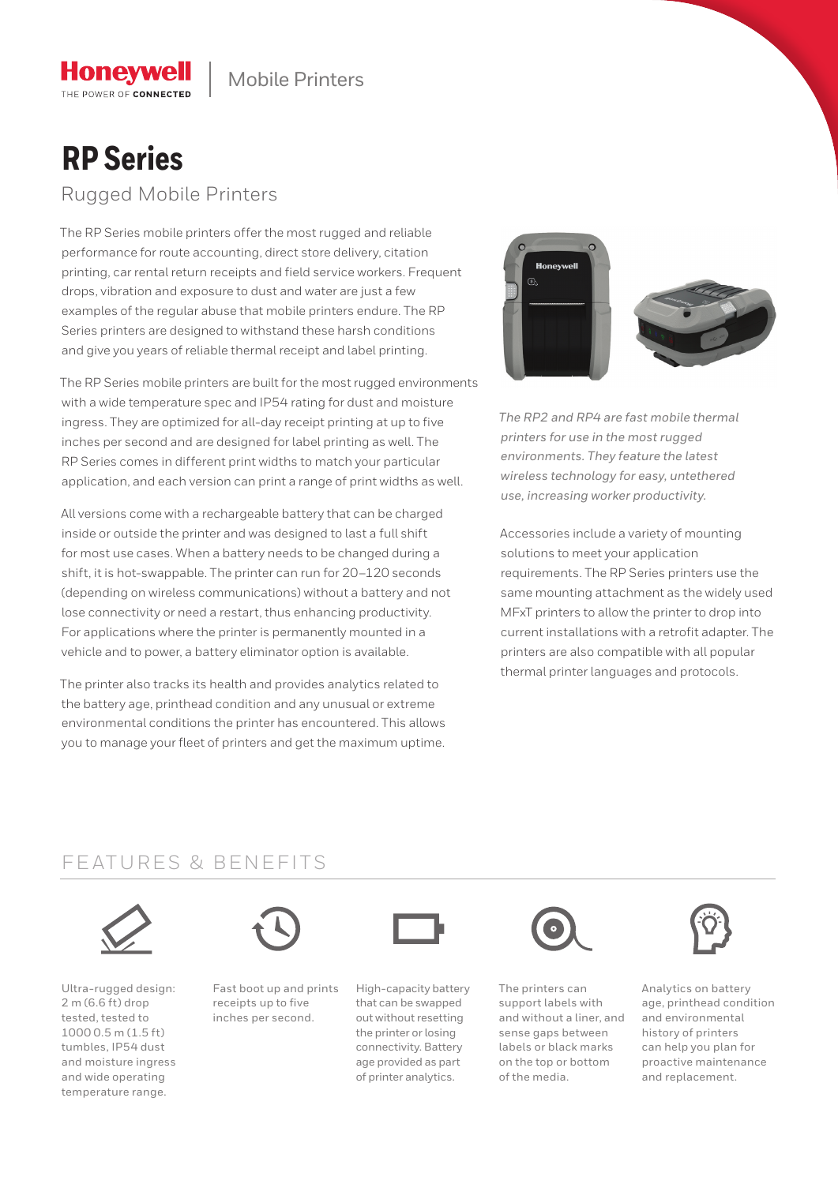Honeywell | Mobile Printers

# RP Series

## Rugged Mobile Printers

The RP Series mobile printers offer the most rugged and reliable performance for route accounting, direct store delivery, citation printing, car rental return receipts and field service workers. Frequent drops, vibration and exposure to dust and water are just a few examples of the regular abuse that mobile printers endure. The RP Series printers are designed to withstand these harsh conditions and give you years of reliable thermal receipt and label printing.

The RP Series mobile printers are built for the most rugged environments with a wide temperature spec and IP54 rating for dust and moisture ingress. They are optimized for all-day receipt printing at up to five inches per second and are designed for label printing as well. The RP Series comes in different print widths to match your particular application, and each version can print a range of print widths as well.

All versions come with a rechargeable battery that can be charged inside or outside the printer and was designed to last a full shift for most use cases. When a battery needs to be changed during a shift, it is hot-swappable. The printer can run for 20–120 seconds (depending on wireless communications) without a battery and not lose connectivity or need a restart, thus enhancing productivity. For applications where the printer is permanently mounted in a vehicle and to power, a battery eliminator option is available.

The printer also tracks its health and provides analytics related to the battery age, printhead condition and any unusual or extreme environmental conditions the printer has encountered. This allows you to manage your fleet of printers and get the maximum uptime.

*The RP2 and RP4 are fast mobile thermal printers for use in the most rugged environments. They feature the latest wireless technology for easy, untethered use, increasing worker productivity.*

Accessories include a variety of mounting solutions to meet your application requirements. The RP Series printers use the same mounting attachment as the widely used MFxT printers to allow the printer to drop into current installations with a retrofit adapter. The printers are also compatible with all popular thermal printer languages and protocols.

## FEATURES & BENEFITS

- Ultra-rugged design: 2 m (6.6 ft) drop tested, tested to 1000 0.5 m (1.5 ft) tumbles, IP54 dust and moisture ingress and wide operating temperature range.
- Fast boot up and prints receipts up to five inches per second.
- High-capacity battery that can be swapped out without resetting the printer or losing connectivity. Battery age provided as part of printer analytics.
- The printers can support labels with and without a liner, and sense gaps between labels or black marks on the top or bottom of the media.
- Analytics on battery age, printhead condition and environmental history of printers can help you plan for proactive maintenance and replacement.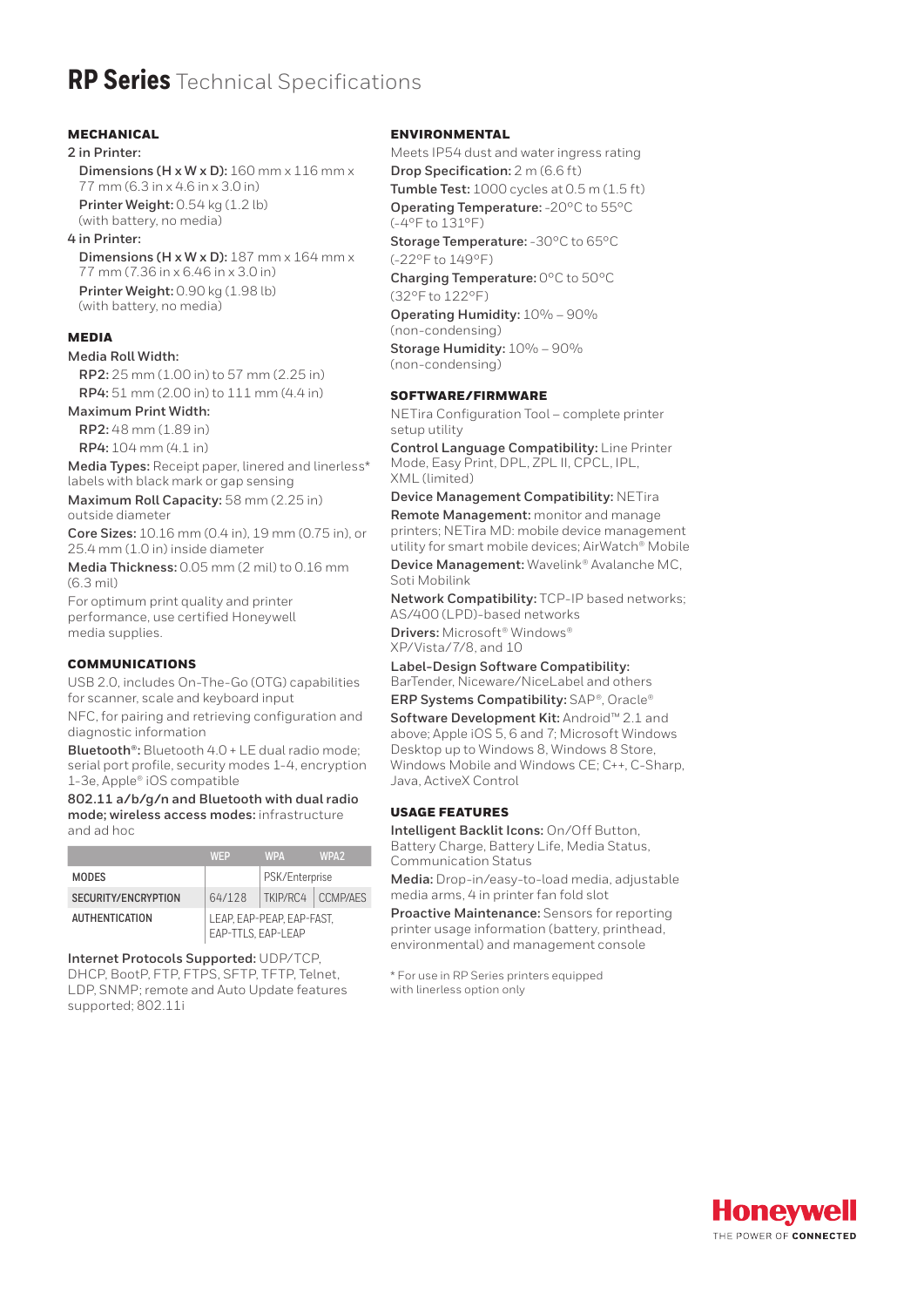# **RP Series** Technical Specifications

## MECHANICAL

2 in Printer:

**Dimensions (H x W x D):** 160 mm x 116 mm x 77 mm (6.3 in x 4.6 in x 3.0 in)

**Printer Weight:** 0.54 kg (1.2 lb) (with battery, no media)

4 in Printer:

**Dimensions (H x W x D):** 187 mm x 164 mm x 77 mm (7.36 in x 6.46 in x 3.0 in)

**Printer Weight:** 0.90 kg (1.98 lb) (with battery, no media)

## MEDIA

Media Roll Width:

**RP2:** 25 mm (1.00 in) to 57 mm (2.25 in)

**RP4:** 51 mm (2.00 in) to 111 mm (4.4 in)

Maximum Print Width:

**RP2:** 48 mm (1.89 in)

**RP4:** 104 mm (4.1 in)

**Media Types:** Receipt paper, linered and linerless* labels with black mark or gap sensing

**Maximum Roll Capacity:** 58 mm (2.25 in) outside diameter

**Core Sizes:** 10.16 mm (0.4 in), 19 mm (0.75 in), or 25.4 mm (1.0 in) inside diameter

**Media Thickness:** 0.05 mm (2 mil) to 0.16 mm (6.3 mil)

For optimum print quality and printer performance, use certified Honeywell media supplies.

## COMMUNICATIONS

USB 2.0, includes On-The-Go (OTG) capabilities for scanner, scale and keyboard input

NFC, for pairing and retrieving configuration and diagnostic information

**Bluetooth®:** Bluetooth 4.0 + LE dual radio mode; serial port profile, security modes 1-4, encryption 1-3e, Apple® iOS compatible

**802.11 a/b/g/n and Bluetooth with dual radio mode; wireless access modes:** infrastructure and ad hoc

| | WEP | WPA | WPA2 |
|---|---|---|---|
| MODES | | PSK/Enterprise | |
| SECURITY/ENCRYPTION | 64/128 | TKIP/RC4 | CCMP/AES |
| AUTHENTICATION | LEAP, EAP-PEAP, EAP-FAST, EAP-TTLS, EAP-LEAP | | |

**Internet Protocols Supported:** UDP/TCP, DHCP, BootP, FTP, FTPS, SFTP, TFTP, Telnet, LDP, SNMP; remote and Auto Update features supported; 802.11i

## ENVIRONMENTAL

Meets IP54 dust and water ingress rating

**Drop Specification:** 2 m (6.6 ft)

**Tumble Test:** 1000 cycles at 0.5 m (1.5 ft)

**Operating Temperature:** -20°C to 55°C (-4°F to 131°F)

**Storage Temperature:** -30°C to 65°C (-22°F to 149°F)

**Charging Temperature:** 0°C to 50°C (32°F to 122°F)

**Operating Humidity:** 10% – 90% (non-condensing)

**Storage Humidity:** 10% – 90% (non-condensing)

## SOFTWARE/FIRMWARE

NETira Configuration Tool – complete printer setup utility

**Control Language Compatibility:** Line Printer Mode, Easy Print, DPL, ZPL II, CPCL, IPL, XML (limited)

**Device Management Compatibility:** NETira

**Remote Management:** monitor and manage printers; NETira MD: mobile device management utility for smart mobile devices; AirWatch® Mobile

**Device Management:** Wavelink® Avalanche MC, Soti Mobilink

**Network Compatibility:** TCP-IP based networks; AS/400 (LPD)-based networks

**Drivers:** Microsoft® Windows® XP/Vista/7/8, and 10

**Label-Design Software Compatibility:** BarTender, Niceware/NiceLabel and others

**ERP Systems Compatibility:** SAP®, Oracle®

**Software Development Kit:** Android™ 2.1 and above; Apple iOS 5, 6 and 7; Microsoft Windows Desktop up to Windows 8, Windows 8 Store, Windows Mobile and Windows CE; C++, C-Sharp, Java, ActiveX Control

## USAGE FEATURES

**Intelligent Backlit Icons:** On/Off Button, Battery Charge, Battery Life, Media Status, Communication Status

**Media:** Drop-in/easy-to-load media, adjustable media arms, 4 in printer fan fold slot

**Proactive Maintenance:** Sensors for reporting printer usage information (battery, printhead, environmental) and management console

* For use in RP Series printers equipped with linerless option only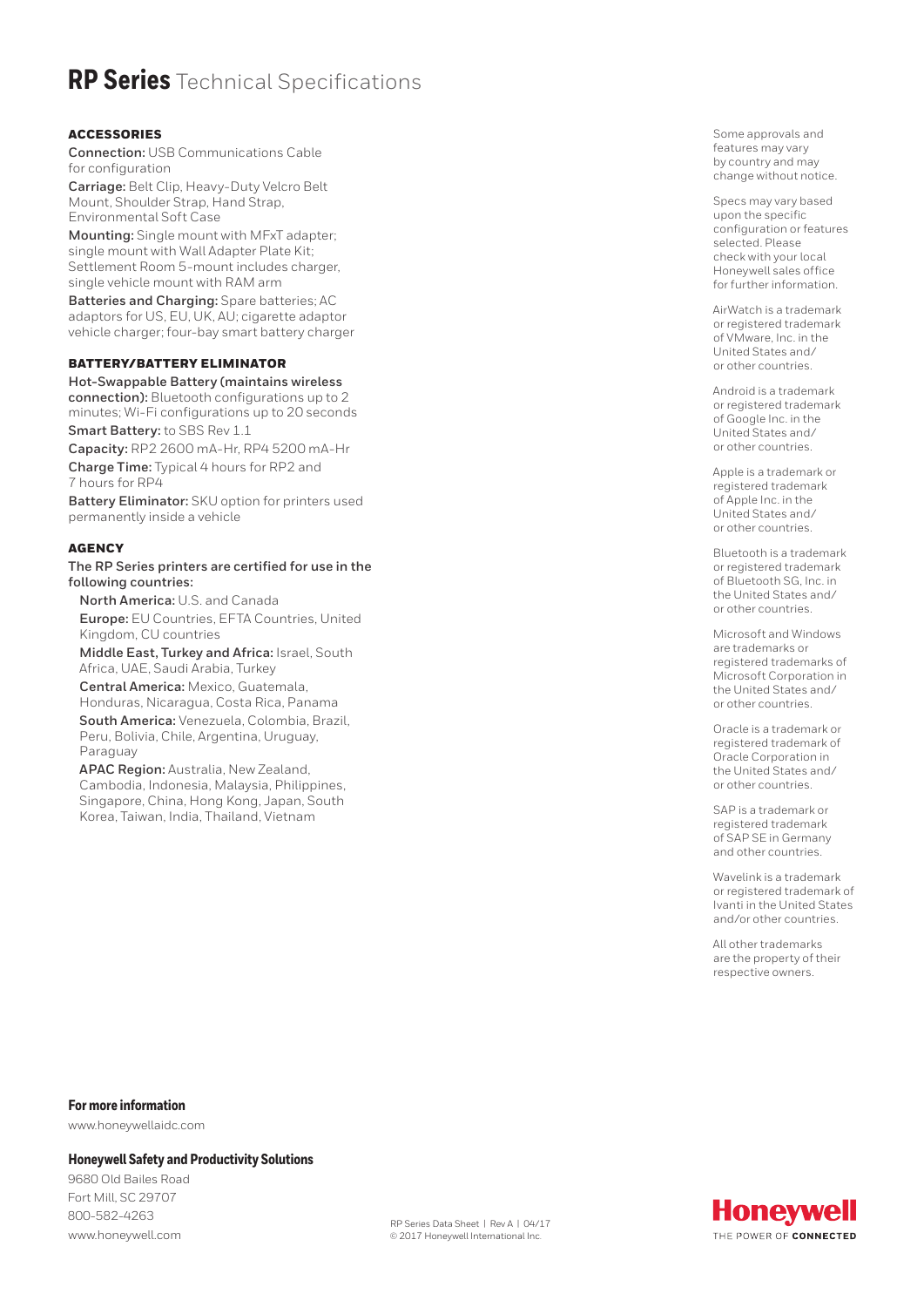# **RP Series** Technical Specifications

### ACCESSORIES

**Connection:** USB Communications Cable for configuration

**Carriage:** Belt Clip, Heavy-Duty Velcro Belt Mount, Shoulder Strap, Hand Strap, Environmental Soft Case

**Mounting:** Single mount with MFxT adapter; single mount with Wall Adapter Plate Kit; Settlement Room 5-mount includes charger, single vehicle mount with RAM arm

**Batteries and Charging:** Spare batteries; AC adaptors for US, EU, UK, AU; cigarette adaptor vehicle charger; four-bay smart battery charger

### BATTERY/BATTERY ELIMINATOR

**Hot-Swappable Battery (maintains wireless connection):** Bluetooth configurations up to 2 minutes; Wi-Fi configurations up to 20 seconds

**Smart Battery:** to SBS Rev 1.1

**Capacity:** RP2 2600 mA-Hr, RP4 5200 mA-Hr

**Charge Time:** Typical 4 hours for RP2 and 7 hours for RP4

**Battery Eliminator:** SKU option for printers used permanently inside a vehicle

### AGENCY

**The RP Series printers are certified for use in the following countries:**

**North America:** U.S. and Canada

**Europe:** EU Countries, EFTA Countries, United Kingdom, CU countries

**Middle East, Turkey and Africa:** Israel, South Africa, UAE, Saudi Arabia, Turkey

**Central America:** Mexico, Guatemala, Honduras, Nicaragua, Costa Rica, Panama

**South America:** Venezuela, Colombia, Brazil, Peru, Bolivia, Chile, Argentina, Uruguay, Paraguay

**APAC Region:** Australia, New Zealand, Cambodia, Indonesia, Malaysia, Philippines, Singapore, China, Hong Kong, Japan, South Korea, Taiwan, India, Thailand, Vietnam

Some approvals and features may vary by country and may change without notice.

Specs may vary based upon the specific configuration or features selected. Please check with your local Honeywell sales office for further information.

AirWatch is a trademark or registered trademark of VMware, Inc. in the United States and/or other countries.

Android is a trademark or registered trademark of Google Inc. in the United States and/or other countries.

Apple is a trademark or registered trademark of Apple Inc. in the United States and/or other countries.

Bluetooth is a trademark or registered trademark of Bluetooth SG, Inc. in the United States and/or other countries.

Microsoft and Windows are trademarks or registered trademarks of Microsoft Corporation in the United States and/or other countries.

Oracle is a trademark or registered trademark of Oracle Corporation in the United States and/or other countries.

SAP is a trademark or registered trademark of SAP SE in Germany and other countries.

Wavelink is a trademark or registered trademark of Ivanti in the United States and/or other countries.

All other trademarks are the property of their respective owners.

**For more information**

www.honeywellaidc.com

**Honeywell Safety and Productivity Solutions**

9680 Old Bailes Road
Fort Mill, SC 29707
800-582-4263
www.honeywell.com

RP Series Data Sheet | Rev A | 04/17
© 2017 Honeywell International Inc.

Honeywell
THE POWER OF CONNECTED